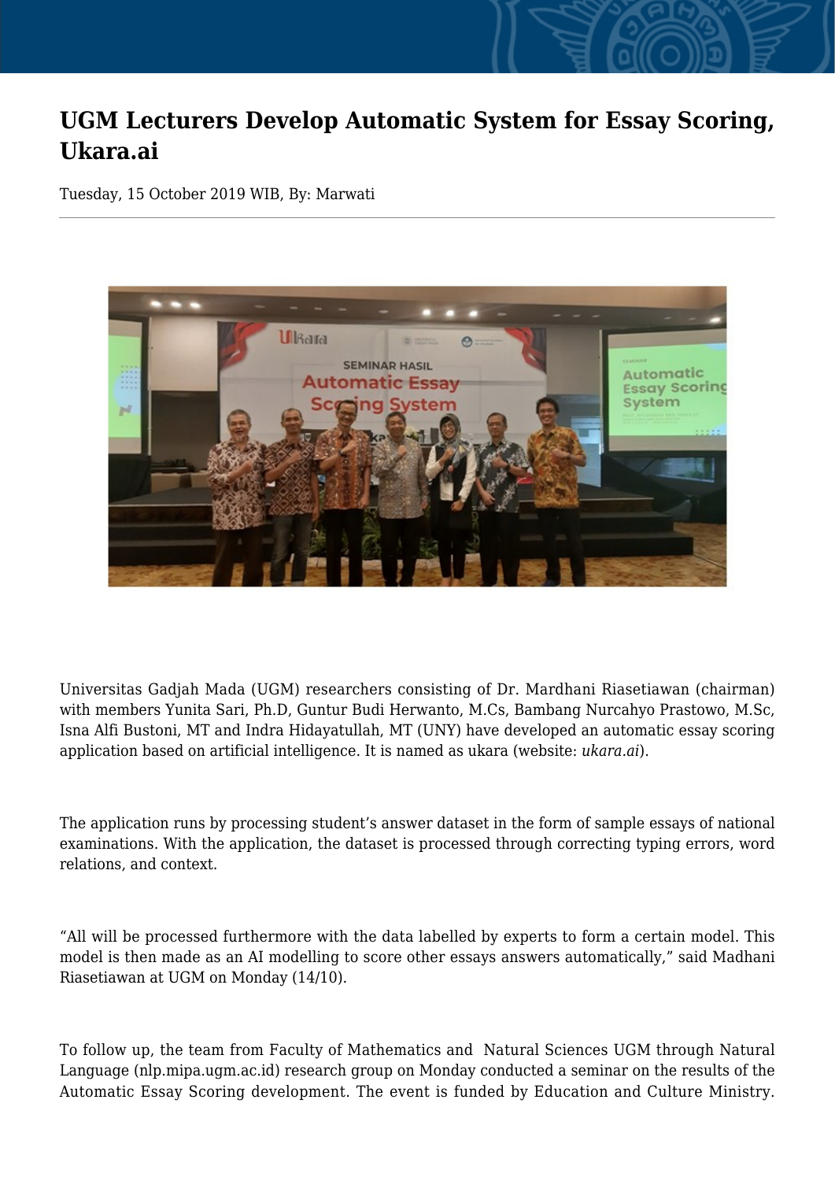# UGM Lecturers Develop Automatic System for Essay Scoring, Ukara.ai

Tuesday, 15 October 2019 WIB, By: Marwati

Universitas Gadjah Mada (UGM) researchers consisting of Dr. Mardhani Riasetiawan (chairman) with members Yunita Sari, Ph.D, Guntur Budi Herwanto, M.Cs, Bambang Nurcahyo Prastowo, M.Sc, Isna Alfi Bustoni, MT and Indra Hidayatullah, MT (UNY) have developed an automatic essay scoring application based on artificial intelligence. It is named as ukara (website: *ukara.ai*).

The application runs by processing student's answer dataset in the form of sample essays of national examinations. With the application, the dataset is processed through correcting typing errors, word relations, and context.

"All will be processed furthermore with the data labelled by experts to form a certain model. This model is then made as an AI modelling to score other essays answers automatically," said Madhani Riasetiawan at UGM on Monday (14/10).

To follow up, the team from Faculty of Mathematics and Natural Sciences UGM through Natural Language (nlp.mipa.ugm.ac.id) research group on Monday conducted a seminar on the results of the Automatic Essay Scoring development. The event is funded by Education and Culture Ministry.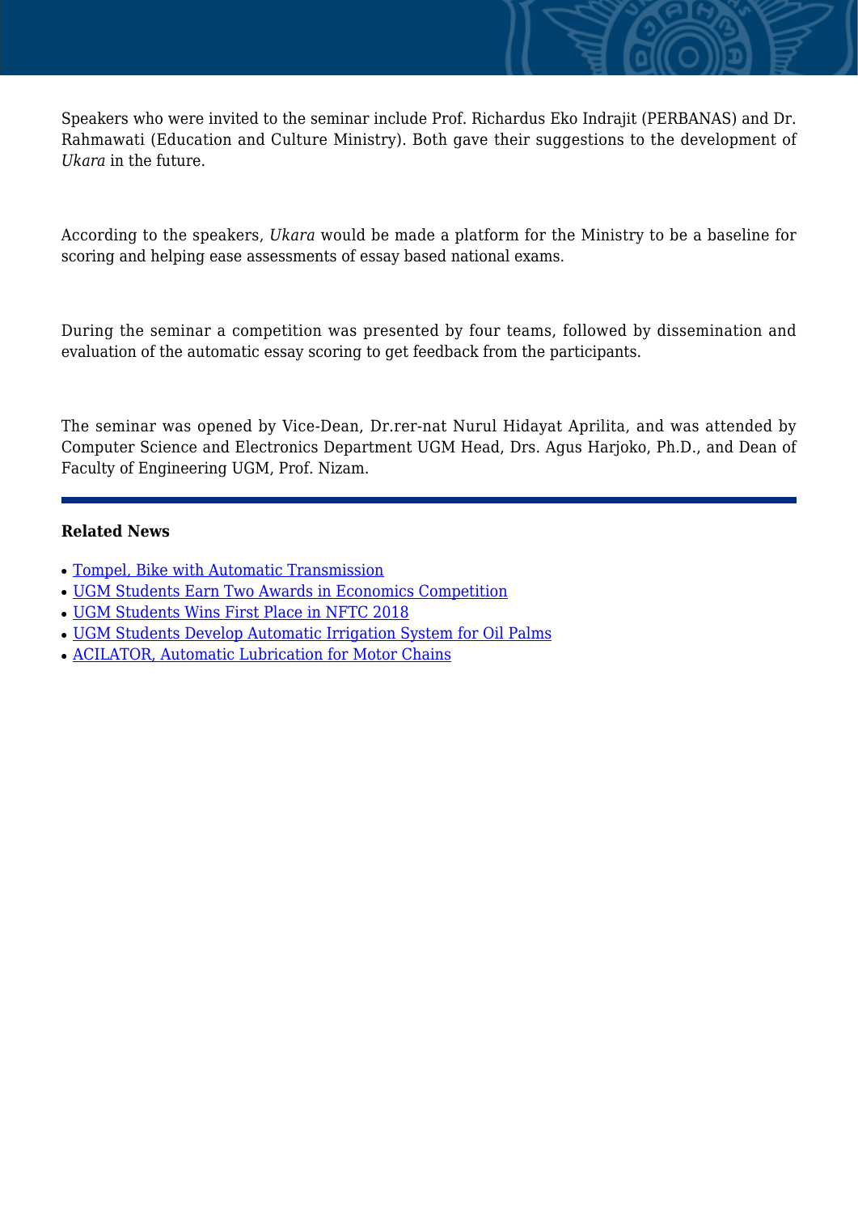Speakers who were invited to the seminar include Prof. Richardus Eko Indrajit (PERBANAS) and Dr. Rahmawati (Education and Culture Ministry). Both gave their suggestions to the development of *Ukara* in the future.

According to the speakers, *Ukara* would be made a platform for the Ministry to be a baseline for scoring and helping ease assessments of essay based national exams.

During the seminar a competition was presented by four teams, followed by dissemination and evaluation of the automatic essay scoring to get feedback from the participants.

The seminar was opened by Vice-Dean, Dr.rer-nat Nurul Hidayat Aprilita, and was attended by Computer Science and Electronics Department UGM Head, Drs. Agus Harjoko, Ph.D., and Dean of Faculty of Engineering UGM, Prof. Nizam.

---

**Related News**

- Tompel, Bike with Automatic Transmission
- UGM Students Earn Two Awards in Economics Competition
- UGM Students Wins First Place in NFTC 2018
- UGM Students Develop Automatic Irrigation System for Oil Palms
- ACILATOR, Automatic Lubrication for Motor Chains